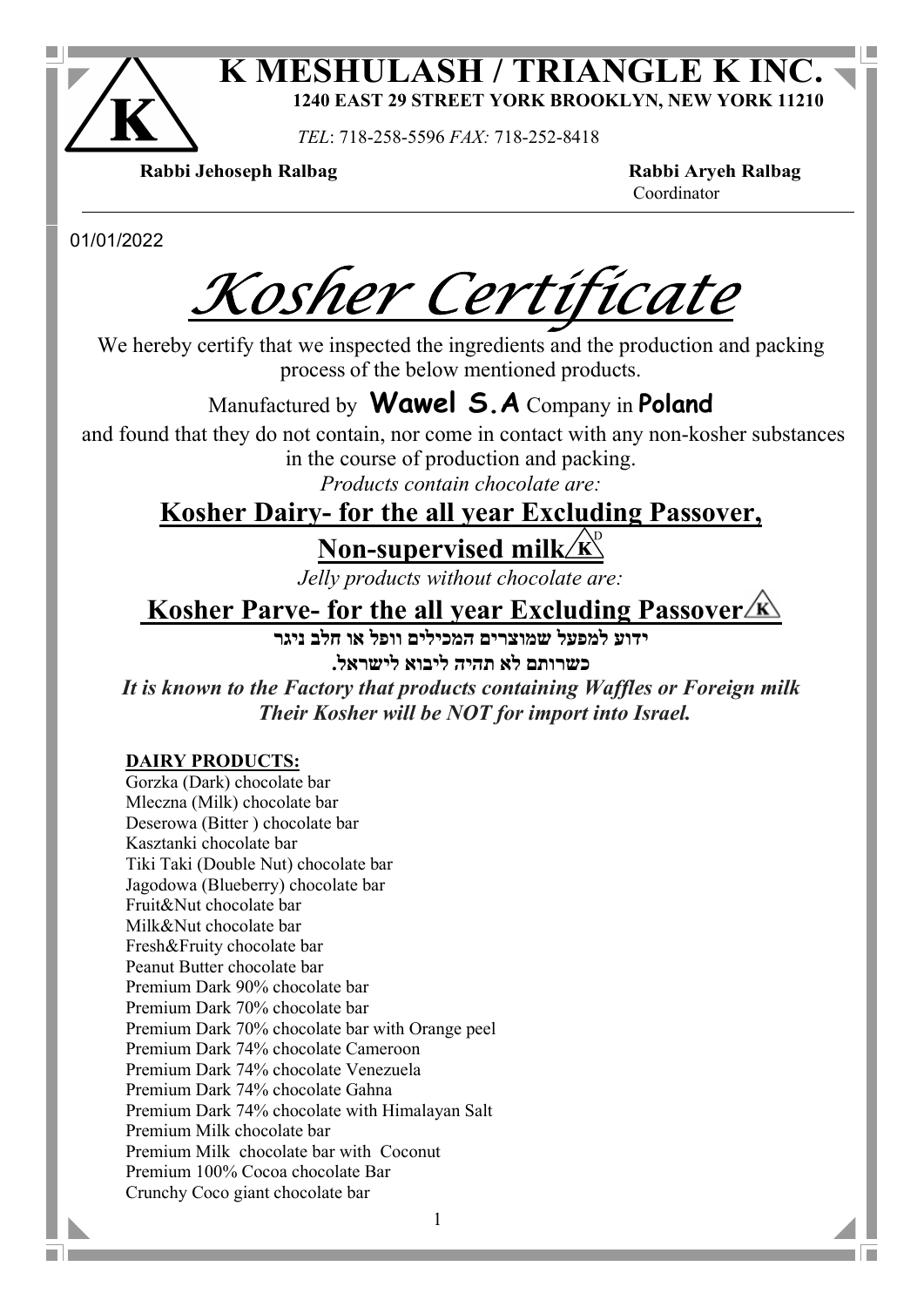# K MESHULASH / TRIANGLE K INC.

**1240 EAST 29 STREET YORK BROOKLYN, NEW YORK 11210**

*TEL*: 718-258-5596 *FAX:* 718-252-8418

**Rabbi Jehoseph Ralbag**

**Rabbi Aryeh Ralbag**
Coordinator

---

01/01/2022

# *Kosher Certificate*

We hereby certify that we inspected the ingredients and the production and packing process of the below mentioned products.

Manufactured by **Wawel S.A** Company in **Poland**

and found that they do not contain, nor come in contact with any non-kosher substances in the course of production and packing.

*Products contain chocolate are:*

## Kosher Dairy- for the all year Excluding Passover, Non-supervised milk

*Jelly products without chocolate are:*

## Kosher Parve- for the all year Excluding Passover

**ידוע למפעל שמוצרים המכילים וופל או חלב ניגר**
**כשרותם לא תהיה ליבוא לישראל.**

***It is known to the Factory that products containing Waffles or Foreign milk Their Kosher will be NOT for import into Israel.***

**DAIRY PRODUCTS:**

Gorzka (Dark) chocolate bar
Mleczna (Milk) chocolate bar
Deserowa (Bitter ) chocolate bar
Kasztanki chocolate bar
Tiki Taki (Double Nut) chocolate bar
Jagodowa (Blueberry) chocolate bar
Fruit&Nut chocolate bar
Milk&Nut chocolate bar
Fresh&Fruity chocolate bar
Peanut Butter chocolate bar
Premium Dark 90% chocolate bar
Premium Dark 70% chocolate bar
Premium Dark 70% chocolate bar with Orange peel
Premium Dark 74% chocolate Cameroon
Premium Dark 74% chocolate Venezuela
Premium Dark 74% chocolate Gahna
Premium Dark 74% chocolate with Himalayan Salt
Premium Milk chocolate bar
Premium Milk chocolate bar with Coconut
Premium 100% Cocoa chocolate Bar
Crunchy Coco giant chocolate bar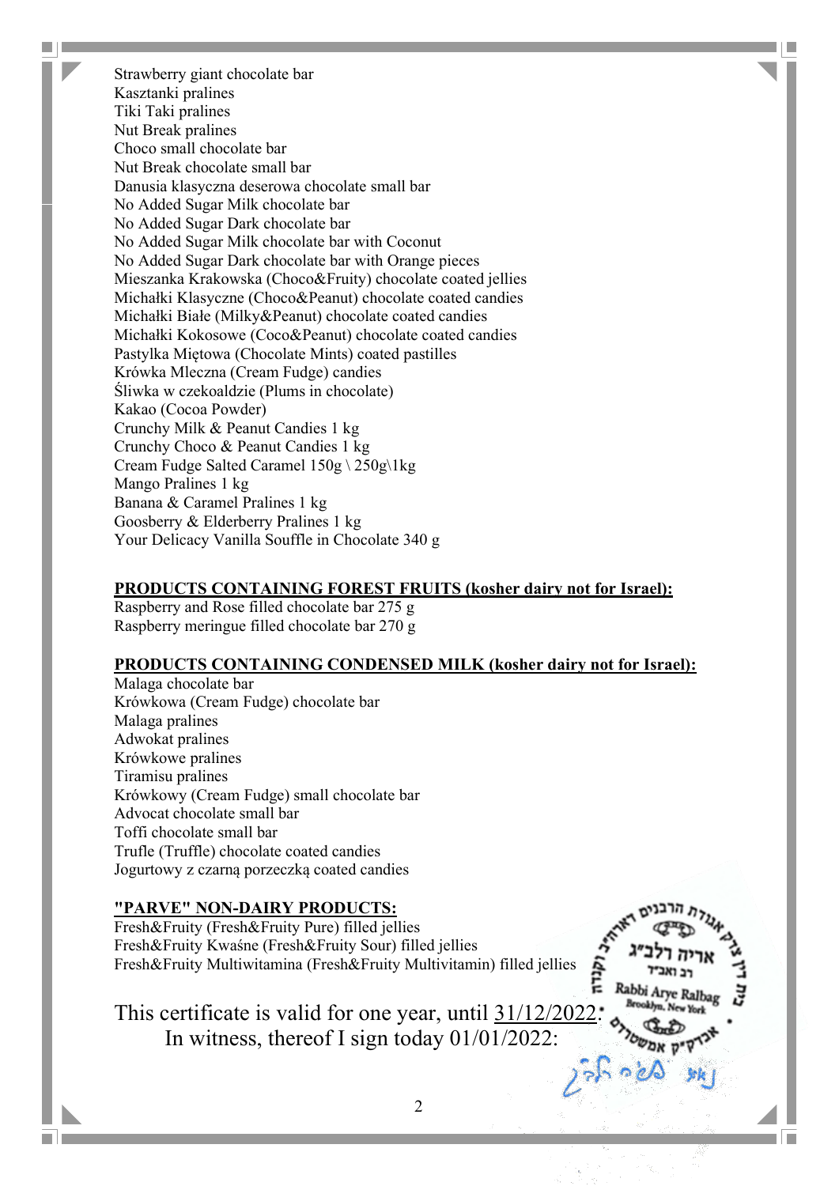Strawberry giant chocolate bar
Kasztanki pralines
Tiki Taki pralines
Nut Break pralines
Choco small chocolate bar
Nut Break chocolate small bar
Danusia klasyczna deserowa chocolate small bar
No Added Sugar Milk chocolate bar
No Added Sugar Dark chocolate bar
No Added Sugar Milk chocolate bar with Coconut
No Added Sugar Dark chocolate bar with Orange pieces
Mieszanka Krakowska (Choco&Fruity) chocolate coated jellies
Michałki Klasyczne (Choco&Peanut) chocolate coated candies
Michałki Białe (Milky&Peanut) chocolate coated candies
Michałki Kokosowe (Coco&Peanut) chocolate coated candies
Pastylka Miętowa (Chocolate Mints) coated pastilles
Krówka Mleczna (Cream Fudge) candies
Śliwka w czekoaldzie (Plums in chocolate)
Kakao (Cocoa Powder)
Crunchy Milk & Peanut Candies 1 kg
Crunchy Choco & Peanut Candies 1 kg
Cream Fudge Salted Caramel 150g \ 250g\1kg
Mango Pralines 1 kg
Banana & Caramel Pralines 1 kg
Goosberry & Elderberry Pralines 1 kg
Your Delicacy Vanilla Souffle in Chocolate 340 g

**PRODUCTS CONTAINING FOREST FRUITS (kosher dairy not for Israel):**

Raspberry and Rose filled chocolate bar 275 g
Raspberry meringue filled chocolate bar 270 g

**PRODUCTS CONTAINING CONDENSED MILK (kosher dairy not for Israel):**

Malaga chocolate bar
Krówkowa (Cream Fudge) chocolate bar
Malaga pralines
Adwokat pralines
Krówkowe pralines
Tiramisu pralines
Krówkowy (Cream Fudge) small chocolate bar
Advocat chocolate small bar
Toffi chocolate small bar
Trufle (Truffle) chocolate coated candies
Jogurtowy z czarną porzeczką coated candies

**"PARVE" NON-DAIRY PRODUCTS:**

Fresh&Fruity (Fresh&Fruity Pure) filled jellies
Fresh&Fruity Kwaśne (Fresh&Fruity Sour) filled jellies
Fresh&Fruity Multiwitamina (Fresh&Fruity Multivitamin) filled jellies

This certificate is valid for one year, until 31/12/2022:
In witness, thereof I sign today 01/01/2022:

אגודת הרבנים דארה"ב וקנדה
אריה רלב"ג
רב ואב"ד
Rabbi Arye Ralbag
Brooklyn, New York
אבדק"ק אמשטרדם